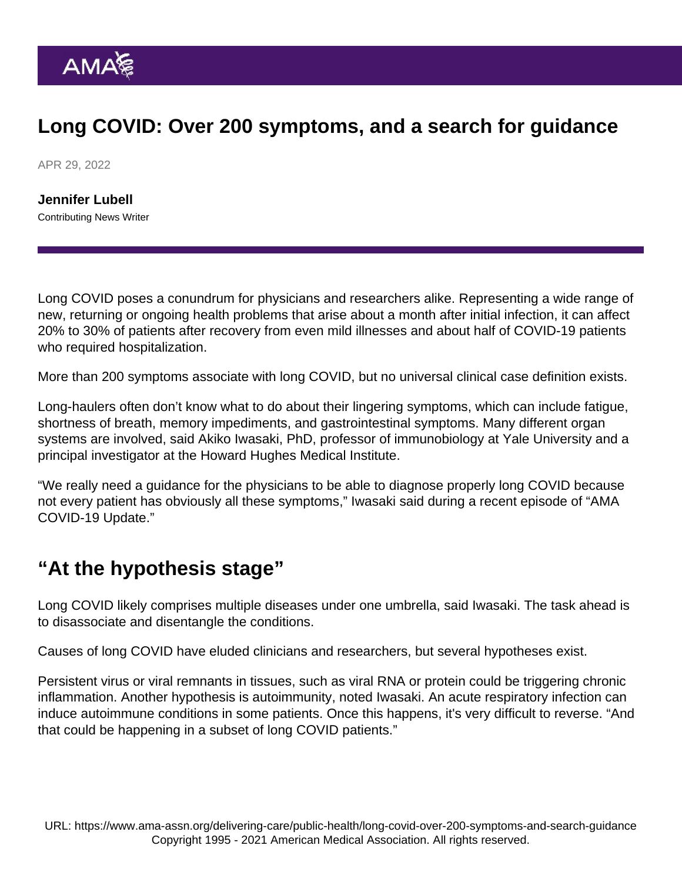# Long COVID: Over 200 symptoms, and a search for guidance

APR 29, 2022

**Jennifer Lubell**
Contributing News Writer

Long COVID poses a conundrum for physicians and researchers alike. Representing a wide range of new, returning or ongoing health problems that arise about a month after initial infection, it can affect 20% to 30% of patients after recovery from even mild illnesses and about half of COVID-19 patients who required hospitalization.

More than 200 symptoms associate with long COVID, but no universal clinical case definition exists.

Long-haulers often don't know what to do about their lingering symptoms, which can include fatigue, shortness of breath, memory impediments, and gastrointestinal symptoms. Many different organ systems are involved, said Akiko Iwasaki, PhD, professor of immunobiology at Yale University and a principal investigator at the Howard Hughes Medical Institute.

"We really need a guidance for the physicians to be able to diagnose properly long COVID because not every patient has obviously all these symptoms," Iwasaki said during a recent episode of "AMA COVID-19 Update."

## "At the hypothesis stage"

Long COVID likely comprises multiple diseases under one umbrella, said Iwasaki. The task ahead is to disassociate and disentangle the conditions.

Causes of long COVID have eluded clinicians and researchers, but several hypotheses exist.

Persistent virus or viral remnants in tissues, such as viral RNA or protein could be triggering chronic inflammation. Another hypothesis is autoimmunity, noted Iwasaki. An acute respiratory infection can induce autoimmune conditions in some patients. Once this happens, it's very difficult to reverse. "And that could be happening in a subset of long COVID patients."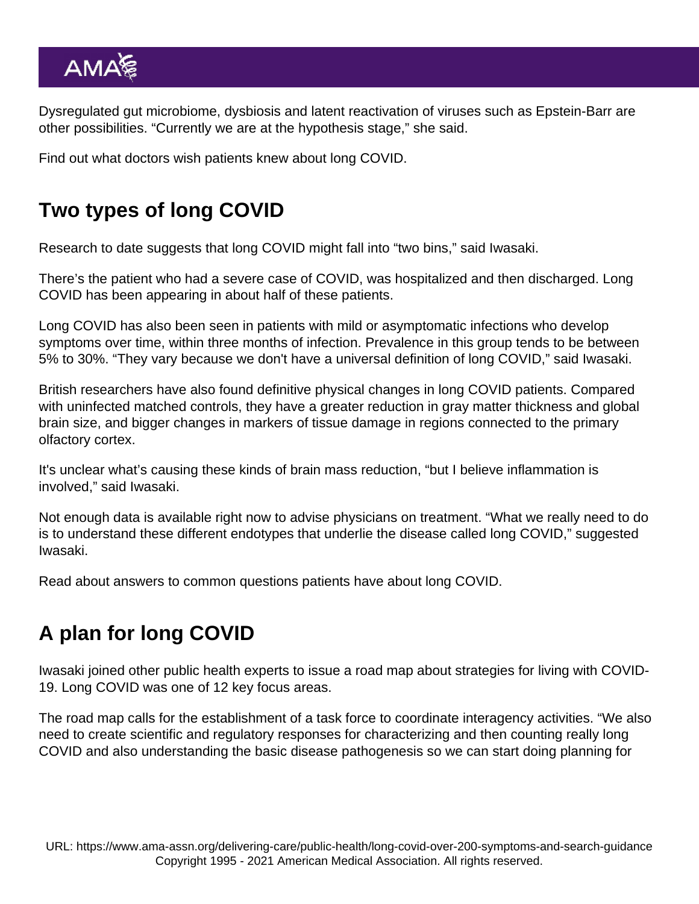Dysregulated gut microbiome, dysbiosis and latent reactivation of viruses such as Epstein-Barr are other possibilities. “Currently we are at the hypothesis stage,” she said.

Find out what doctors wish patients knew about long COVID.

## Two types of long COVID

Research to date suggests that long COVID might fall into “two bins,” said Iwasaki.

There’s the patient who had a severe case of COVID, was hospitalized and then discharged. Long COVID has been appearing in about half of these patients.

Long COVID has also been seen in patients with mild or asymptomatic infections who develop symptoms over time, within three months of infection. Prevalence in this group tends to be between 5% to 30%. “They vary because we don't have a universal definition of long COVID,” said Iwasaki.

British researchers have also found definitive physical changes in long COVID patients. Compared with uninfected matched controls, they have a greater reduction in gray matter thickness and global brain size, and bigger changes in markers of tissue damage in regions connected to the primary olfactory cortex.

It's unclear what’s causing these kinds of brain mass reduction, “but I believe inflammation is involved,” said Iwasaki.

Not enough data is available right now to advise physicians on treatment. “What we really need to do is to understand these different endotypes that underlie the disease called long COVID,” suggested Iwasaki.

Read about answers to common questions patients have about long COVID.

## A plan for long COVID

Iwasaki joined other public health experts to issue a road map about strategies for living with COVID-19. Long COVID was one of 12 key focus areas.

The road map calls for the establishment of a task force to coordinate interagency activities. “We also need to create scientific and regulatory responses for characterizing and then counting really long COVID and also understanding the basic disease pathogenesis so we can start doing planning for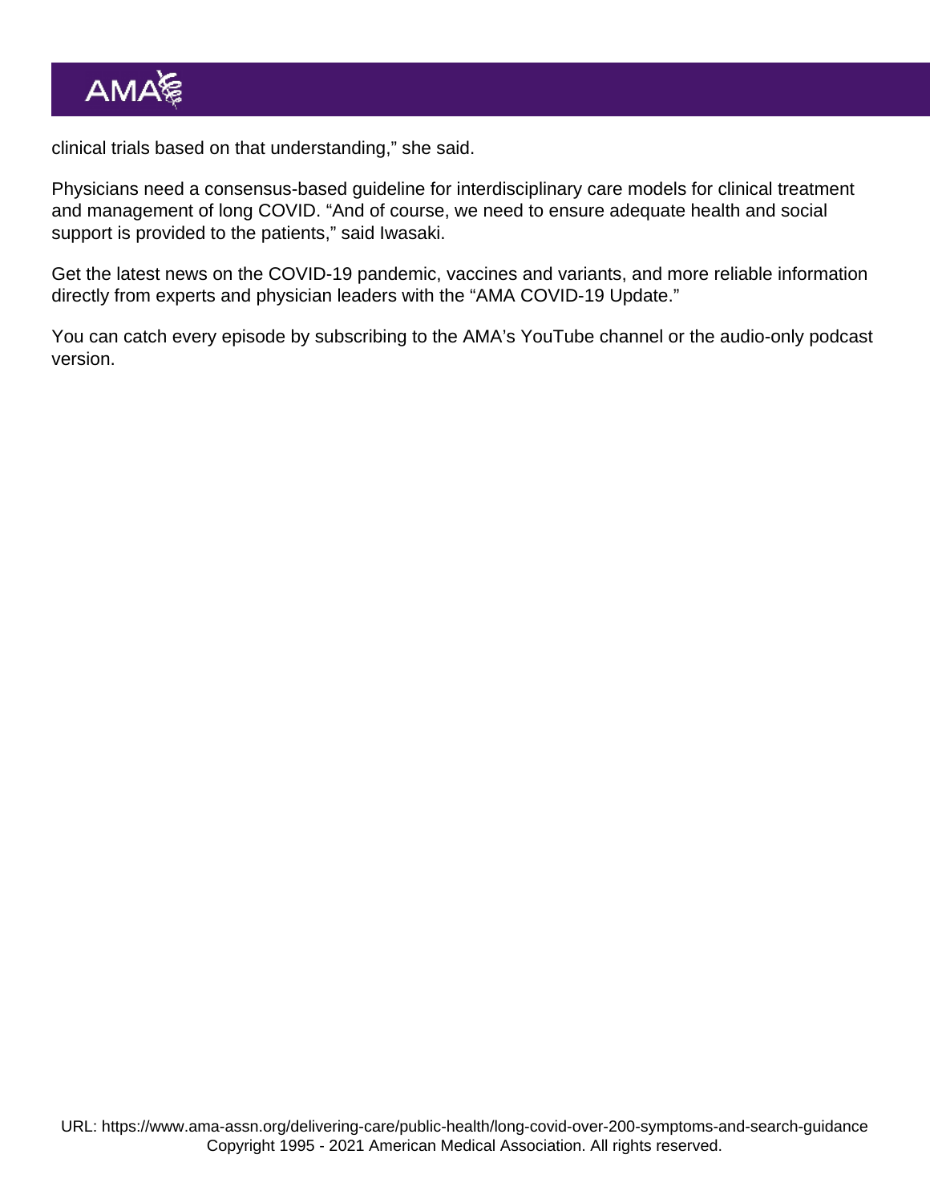clinical trials based on that understanding," she said.

Physicians need a consensus-based guideline for interdisciplinary care models for clinical treatment and management of long COVID. "And of course, we need to ensure adequate health and social support is provided to the patients," said Iwasaki.

Get the latest news on the COVID-19 pandemic, vaccines and variants, and more reliable information directly from experts and physician leaders with the "AMA COVID-19 Update."

You can catch every episode by subscribing to the AMA's YouTube channel or the audio-only podcast version.